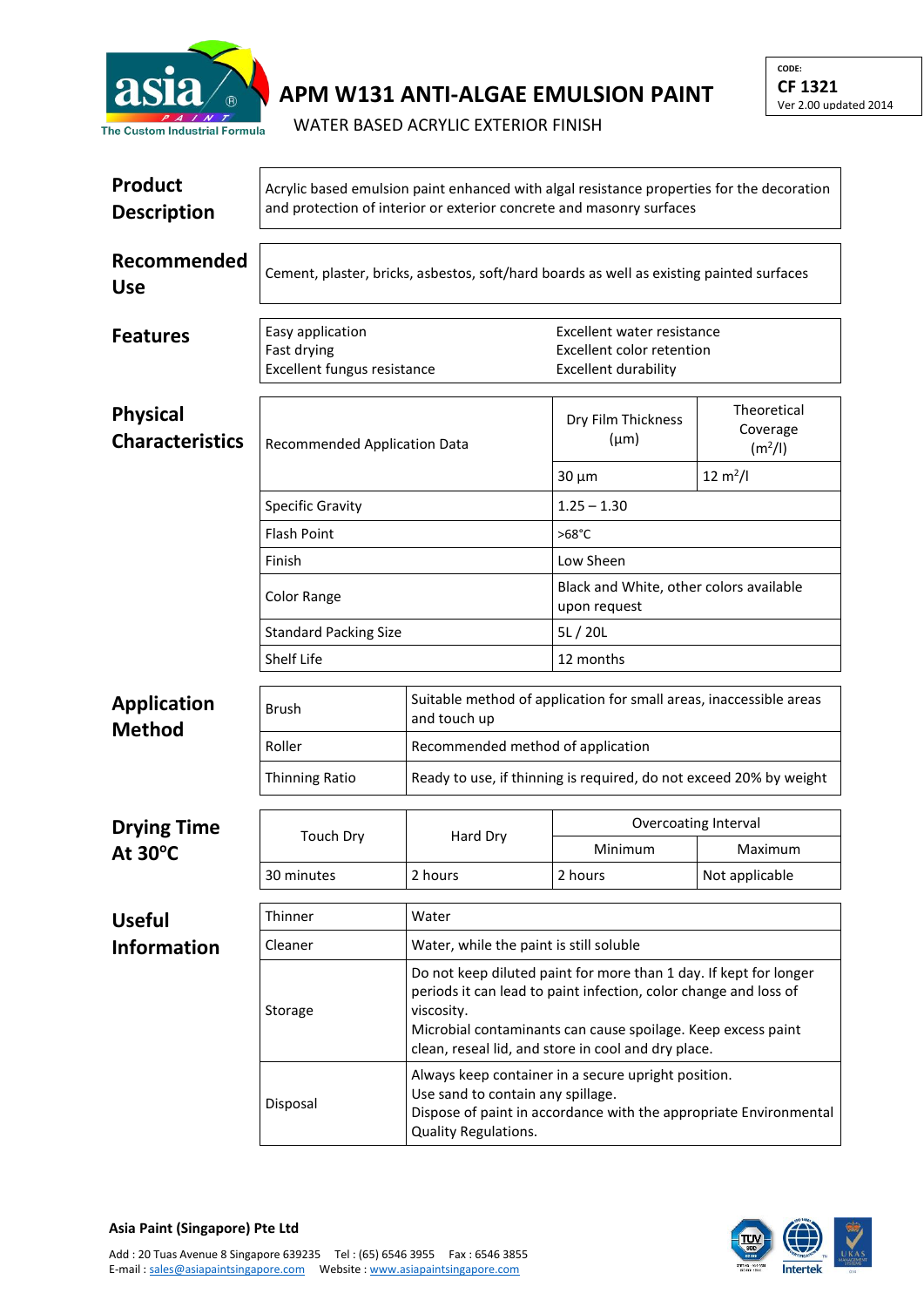# APM W131 ANTI-ALGAE EMULSION PAINT

WATER BASED ACRYLIC EXTERIOR FINISH

CODE: **CF 1321**
Ver 2.00 updated 2014

## Product Description

Acrylic based emulsion paint enhanced with algal resistance properties for the decoration and protection of interior or exterior concrete and masonry surfaces

## Recommended Use

Cement, plaster, bricks, asbestos, soft/hard boards as well as existing painted surfaces

## Features

- Easy application
- Fast drying
- Excellent fungus resistance
- Excellent water resistance
- Excellent color retention
- Excellent durability

## Physical Characteristics

| Recommended Application Data | Dry Film Thickness (µm) | Theoretical Coverage ($m^2/l$) |
|---|---|---|
| | 30 µm | 12 $m^2/l$ |
| Specific Gravity | 1.25 – 1.30 | |
| Flash Point | >68°C | |
| Finish | Low Sheen | |
| Color Range | Black and White, other colors available upon request | |
| Standard Packing Size | 5L / 20L | |
| Shelf Life | 12 months | |

## Application Method

| | |
|---|---|
| Brush | Suitable method of application for small areas, inaccessible areas and touch up |
| Roller | Recommended method of application |
| Thinning Ratio | Ready to use, if thinning is required, do not exceed 20% by weight |

## Drying Time At 30°C

| Touch Dry | Hard Dry | Overcoating Interval | |
|---|---|---|---|
| | | Minimum | Maximum |
| 30 minutes | 2 hours | 2 hours | Not applicable |

## Useful Information

| | |
|---|---|
| Thinner | Water |
| Cleaner | Water, while the paint is still soluble |
| Storage | Do not keep diluted paint for more than 1 day. If kept for longer periods it can lead to paint infection, color change and loss of viscosity.<br>Microbial contaminants can cause spoilage. Keep excess paint clean, reseal lid, and store in cool and dry place. |
| Disposal | Always keep container in a secure upright position.<br>Use sand to contain any spillage.<br>Dispose of paint in accordance with the appropriate Environmental Quality Regulations. |

**Asia Paint (Singapore) Pte Ltd**

Add : 20 Tuas Avenue 8 Singapore 639235 Tel : (65) 6546 3955 Fax : 6546 3855
E-mail : sales@asiapaintsingapore.com Website : www.asiapaintsingapore.com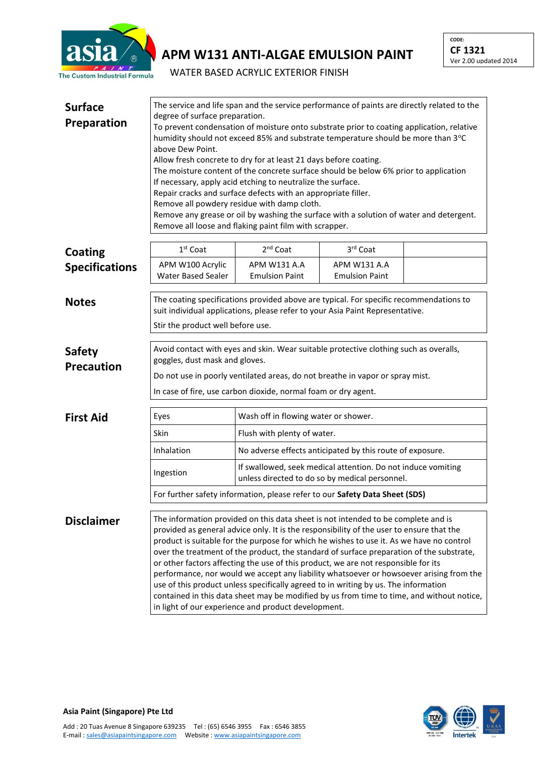# APM W131 ANTI-ALGAE EMULSION PAINT

WATER BASED ACRYLIC EXTERIOR FINISH

CODE:
**CF 1321**
Ver 2.00 updated 2014

## Surface Preparation

The service and life span and the service performance of paints are directly related to the degree of surface preparation.
To prevent condensation of moisture onto substrate prior to coating application, relative humidity should not exceed 85% and substrate temperature should be more than 3°C above Dew Point.
Allow fresh concrete to dry for at least 21 days before coating.
The moisture content of the concrete surface should be below 6% prior to application
If necessary, apply acid etching to neutralize the surface.
Repair cracks and surface defects with an appropriate filler.
Remove all powdery residue with damp cloth.
Remove any grease or oil by washing the surface with a solution of water and detergent.
Remove all loose and flaking paint film with scrapper.

## Coating Specifications

| 1st Coat | 2nd Coat | 3rd Coat | |
|---|---|---|---|
| APM W100 Acrylic Water Based Sealer | APM W131 A.A Emulsion Paint | APM W131 A.A Emulsion Paint | |

## Notes

The coating specifications provided above are typical. For specific recommendations to suit individual applications, please refer to your Asia Paint Representative.

Stir the product well before use.

## Safety Precaution

Avoid contact with eyes and skin. Wear suitable protective clothing such as overalls, goggles, dust mask and gloves.

Do not use in poorly ventilated areas, do not breathe in vapor or spray mist.

In case of fire, use carbon dioxide, normal foam or dry agent.

## First Aid

| | |
|---|---|
| Eyes | Wash off in flowing water or shower. |
| Skin | Flush with plenty of water. |
| Inhalation | No adverse effects anticipated by this route of exposure. |
| Ingestion | If swallowed, seek medical attention. Do not induce vomiting unless directed to do so by medical personnel. |

For further safety information, please refer to our **Safety Data Sheet (SDS)**

## Disclaimer

The information provided on this data sheet is not intended to be complete and is provided as general advice only. It is the responsibility of the user to ensure that the product is suitable for the purpose for which he wishes to use it. As we have no control over the treatment of the product, the standard of surface preparation of the substrate, or other factors affecting the use of this product, we are not responsible for its performance, nor would we accept any liability whatsoever or howsoever arising from the use of this product unless specifically agreed to in writing by us. The information contained in this data sheet may be modified by us from time to time, and without notice, in light of our experience and product development.

**Asia Paint (Singapore) Pte Ltd**

Add : 20 Tuas Avenue 8 Singapore 639235 Tel : (65) 6546 3955 Fax : 6546 3855
E-mail : sales@asiapaintsingapore.com Website : www.asiapaintsingapore.com